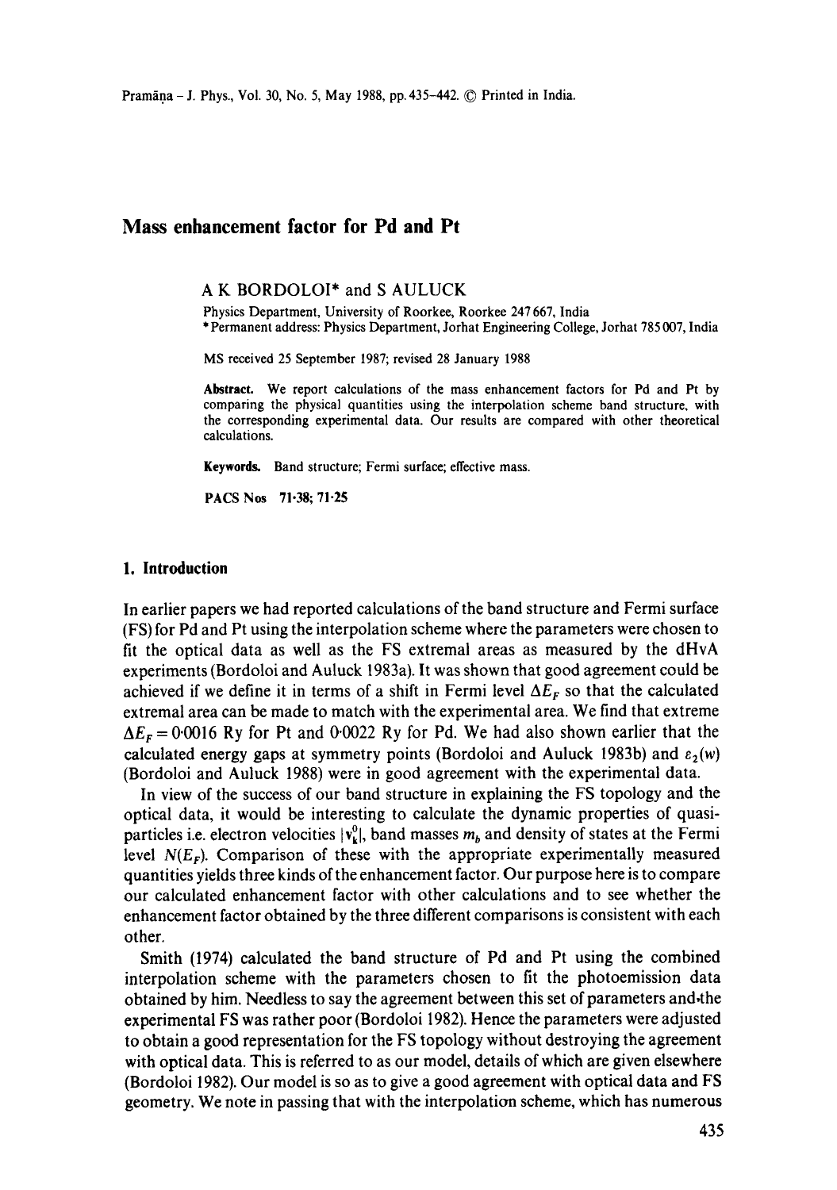# Mass enhancement factor for Pd and Pt

A K BORDOLOI* and S AULUCK

Physics Department, University of Roorkee, Roorkee 247 667, India
*Permanent address: Physics Department, Jorhat Engineering College, Jorhat 785 007, India

MS received 25 September 1987; revised 28 January 1988

**Abstract.** We report calculations of the mass enhancement factors for Pd and Pt by comparing the physical quantities using the interpolation scheme band structure, with the corresponding experimental data. Our results are compared with other theoretical calculations.

**Keywords.** Band structure; Fermi surface; effective mass.

**PACS Nos** 71·38; 71·25

## 1. Introduction

In earlier papers we had reported calculations of the band structure and Fermi surface (FS) for Pd and Pt using the interpolation scheme where the parameters were chosen to fit the optical data as well as the FS extremal areas as measured by the dHvA experiments (Bordoloi and Auluck 1983a). It was shown that good agreement could be achieved if we define it in terms of a shift in Fermi level $\Delta E_F$ so that the calculated extremal area can be made to match with the experimental area. We find that extreme $\Delta E_F = 0{\cdot}0016$ Ry for Pt and $0{\cdot}0022$ Ry for Pd. We had also shown earlier that the calculated energy gaps at symmetry points (Bordoloi and Auluck 1983b) and $\varepsilon_2(w)$ (Bordoloi and Auluck 1988) were in good agreement with the experimental data.

In view of the success of our band structure in explaining the FS topology and the optical data, it would be interesting to calculate the dynamic properties of quasi-particles i.e. electron velocities $|\mathbf{v}_\mathbf{k}^0|$, band masses $m_b$ and density of states at the Fermi level $N(E_F)$. Comparison of these with the appropriate experimentally measured quantities yields three kinds of the enhancement factor. Our purpose here is to compare our calculated enhancement factor with other calculations and to see whether the enhancement factor obtained by the three different comparisons is consistent with each other.

Smith (1974) calculated the band structure of Pd and Pt using the combined interpolation scheme with the parameters chosen to fit the photoemission data obtained by him. Needless to say the agreement between this set of parameters and the experimental FS was rather poor (Bordoloi 1982). Hence the parameters were adjusted to obtain a good representation for the FS topology without destroying the agreement with optical data. This is referred to as our model, details of which are given elsewhere (Bordoloi 1982). Our model is so as to give a good agreement with optical data and FS geometry. We note in passing that with the interpolation scheme, which has numerous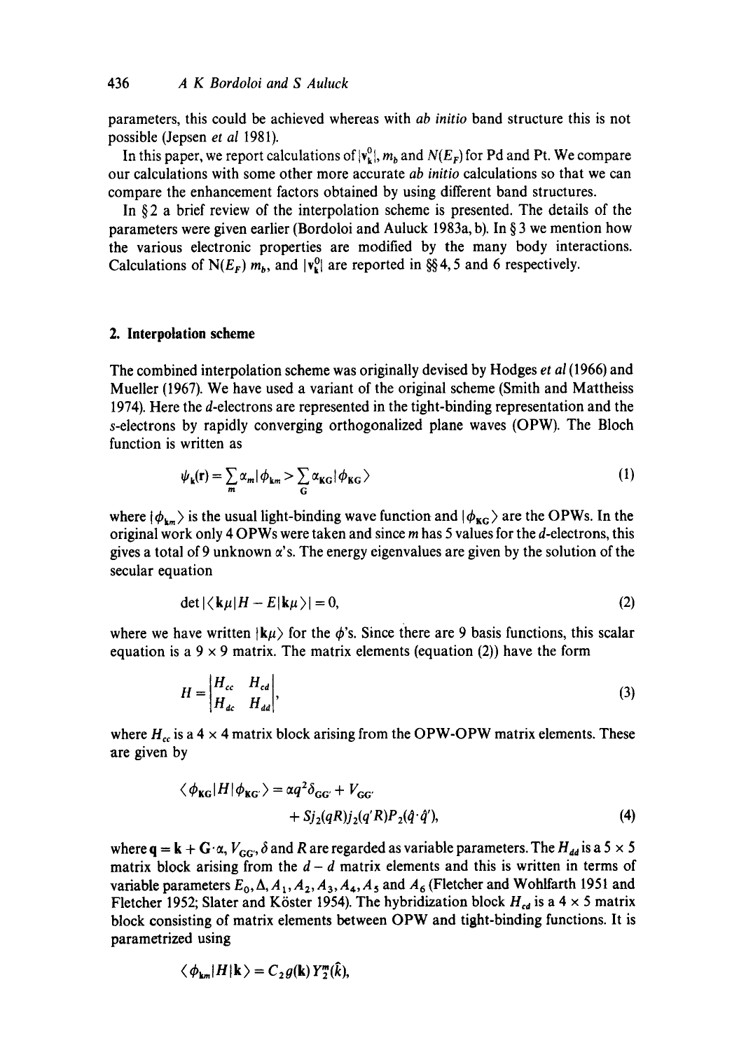parameters, this could be achieved whereas with *ab initio* band structure this is not possible (Jepsen *et al* 1981).

In this paper, we report calculations of $|\mathbf{v}_{\mathbf{k}}^{0}|$, $m_b$ and $N(E_F)$ for Pd and Pt. We compare our calculations with some other more accurate *ab initio* calculations so that we can compare the enhancement factors obtained by using different band structures.

In § 2 a brief review of the interpolation scheme is presented. The details of the parameters were given earlier (Bordoloi and Auluck 1983a, b). In § 3 we mention how the various electronic properties are modified by the many body interactions. Calculations of $N(E_F)$ $m_b$, and $|\mathbf{v}_{\mathbf{k}}^{0}|$ are reported in §§ 4, 5 and 6 respectively.

## 2. Interpolation scheme

The combined interpolation scheme was originally devised by Hodges *et al* (1966) and Mueller (1967). We have used a variant of the original scheme (Smith and Mattheiss 1974). Here the $d$-electrons are represented in the tight-binding representation and the $s$-electrons by rapidly converging orthogonalized plane waves (OPW). The Bloch function is written as

$$\psi_{\mathbf{k}}(\mathbf{r}) = \sum_{m} \alpha_m |\phi_{\mathbf{k}m}> \sum_{G} \alpha_{\mathbf{K}G} |\phi_{\mathbf{K}G}\rangle \tag{1}$$

where $|\phi_{\mathbf{k}m}\rangle$ is the usual light-binding wave function and $|\phi_{\mathbf{K}G}\rangle$ are the OPWs. In the original work only 4 OPWs were taken and since $m$ has 5 values for the $d$-electrons, this gives a total of 9 unknown $\alpha$'s. The energy eigenvalues are given by the solution of the secular equation

$$\det |\langle \mathbf{k}\mu | H - E | \mathbf{k}\mu \rangle| = 0, \tag{2}$$

where we have written $|\mathbf{k}\mu\rangle$ for the $\phi$'s. Since there are 9 basis functions, this scalar equation is a $9 \times 9$ matrix. The matrix elements (equation (2)) have the form

$$H = \begin{vmatrix} H_{cc} & H_{cd} \\ H_{dc} & H_{dd} \end{vmatrix}, \tag{3}$$

where $H_{cc}$ is a $4 \times 4$ matrix block arising from the OPW-OPW matrix elements. These are given by

$$\langle \phi_{\mathbf{K}G} | H | \phi_{\mathbf{K}G'} \rangle = \alpha q^2 \delta_{GG'} + V_{GG'} + S j_2(qR) j_2(q'R) P_2(\hat{q}\cdot\hat{q}'), \tag{4}$$

where $\mathbf{q} = \mathbf{k} + \mathbf{G}\cdot\alpha$, $V_{GG'}$, $\delta$ and $R$ are regarded as variable parameters. The $H_{dd}$ is a $5 \times 5$ matrix block arising from the $d - d$ matrix elements and this is written in terms of variable parameters $E_0, \Delta, A_1, A_2, A_3, A_4, A_5$ and $A_6$ (Fletcher and Wohlfarth 1951 and Fletcher 1952; Slater and Köster 1954). The hybridization block $H_{cd}$ is a $4 \times 5$ matrix block consisting of matrix elements between OPW and tight-binding functions. It is parametrized using

$$\langle \phi_{\mathbf{k}m} | H | \mathbf{k} \rangle = C_2 g(\mathbf{k}) Y_2^m(\hat{k}),$$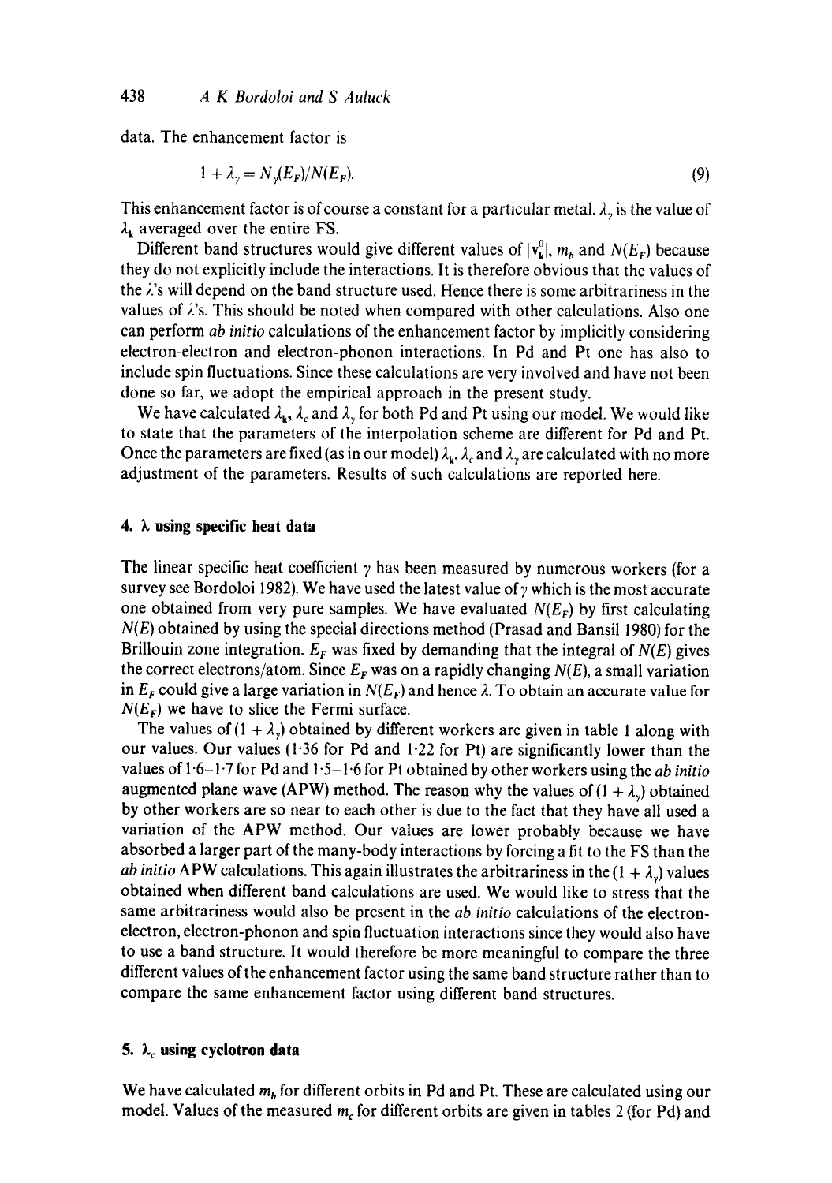data. The enhancement factor is

$$1 + \lambda_\gamma = N_\gamma(E_F)/N(E_F). \tag{9}$$

This enhancement factor is of course a constant for a particular metal. $\lambda_\gamma$ is the value of $\lambda_{\mathbf{k}}$ averaged over the entire FS.

Different band structures would give different values of $|\mathbf{v}_{\mathbf{k}}^0|$, $m_b$ and $N(E_F)$ because they do not explicitly include the interactions. It is therefore obvious that the values of the $\lambda$'s will depend on the band structure used. Hence there is some arbitrariness in the values of $\lambda$'s. This should be noted when compared with other calculations. Also one can perform *ab initio* calculations of the enhancement factor by implicitly considering electron-electron and electron-phonon interactions. In Pd and Pt one has also to include spin fluctuations. Since these calculations are very involved and have not been done so far, we adopt the empirical approach in the present study.

We have calculated $\lambda_{\mathbf{k}}$, $\lambda_c$ and $\lambda_\gamma$ for both Pd and Pt using our model. We would like to state that the parameters of the interpolation scheme are different for Pd and Pt. Once the parameters are fixed (as in our model) $\lambda_{\mathbf{k}}$, $\lambda_c$ and $\lambda_\gamma$ are calculated with no more adjustment of the parameters. Results of such calculations are reported here.

## 4. λ using specific heat data

The linear specific heat coefficient $\gamma$ has been measured by numerous workers (for a survey see Bordoloi 1982). We have used the latest value of $\gamma$ which is the most accurate one obtained from very pure samples. We have evaluated $N(E_F)$ by first calculating $N(E)$ obtained by using the special directions method (Prasad and Bansil 1980) for the Brillouin zone integration. $E_F$ was fixed by demanding that the integral of $N(E)$ gives the correct electrons/atom. Since $E_F$ was on a rapidly changing $N(E)$, a small variation in $E_F$ could give a large variation in $N(E_F)$ and hence $\lambda$. To obtain an accurate value for $N(E_F)$ we have to slice the Fermi surface.

The values of $(1 + \lambda_\gamma)$ obtained by different workers are given in table 1 along with our values. Our values (1·36 for Pd and 1·22 for Pt) are significantly lower than the values of 1·6–1·7 for Pd and 1·5–1·6 for Pt obtained by other workers using the *ab initio* augmented plane wave (APW) method. The reason why the values of $(1 + \lambda_\gamma)$ obtained by other workers are so near to each other is due to the fact that they have all used a variation of the APW method. Our values are lower probably because we have absorbed a larger part of the many-body interactions by forcing a fit to the FS than the *ab initio* APW calculations. This again illustrates the arbitrariness in the $(1 + \lambda_\gamma)$ values obtained when different band calculations are used. We would like to stress that the same arbitrariness would also be present in the *ab initio* calculations of the electron-electron, electron-phonon and spin fluctuation interactions since they would also have to use a band structure. It would therefore be more meaningful to compare the three different values of the enhancement factor using the same band structure rather than to compare the same enhancement factor using different band structures.

## 5. $\lambda_c$ using cyclotron data

We have calculated $m_b$ for different orbits in Pd and Pt. These are calculated using our model. Values of the measured $m_c$ for different orbits are given in tables 2 (for Pd) and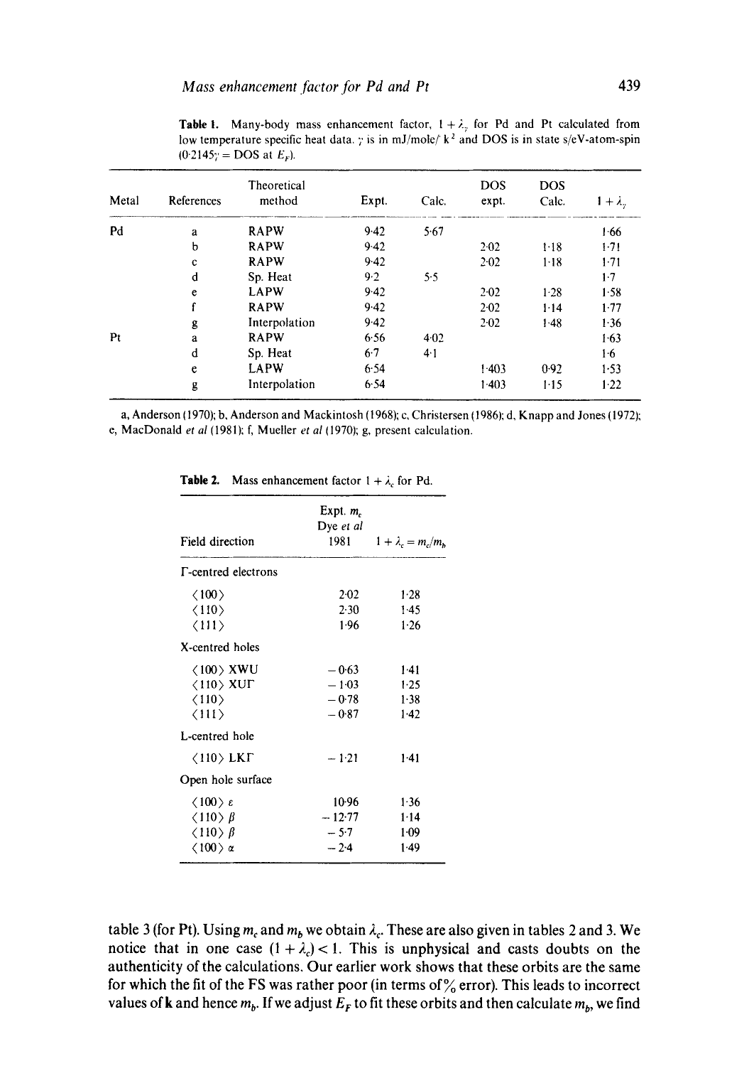**Table 1.** Many-body mass enhancement factor, $1+\lambda_\gamma$ for Pd and Pt calculated from low temperature specific heat data. $\gamma$ is in mJ/mole/$^\circ$K$^2$ and DOS is in state s/eV-atom-spin ($0{\cdot}2145\gamma$ = DOS at $E_F$).

| Metal | References | Theoretical method | Expt. | Calc. | DOS expt. | DOS Calc. | $1+\lambda_\gamma$ |
|---|---|---|---|---|---|---|---|
| Pd | a | RAPW | 9·42 | 5·67 | | | 1·66 |
| | b | RAPW | 9·42 | | 2·02 | 1·18 | 1·71 |
| | c | RAPW | 9·42 | | 2·02 | 1·18 | 1·71 |
| | d | Sp. Heat | 9·2 | 5·5 | | | 1·7 |
| | e | LAPW | 9·42 | | 2·02 | 1·28 | 1·58 |
| | f | RAPW | 9·42 | | 2·02 | 1·14 | 1·77 |
| | g | Interpolation | 9·42 | | 2·02 | 1·48 | 1·36 |
| Pt | a | RAPW | 6·56 | 4·02 | | | 1·63 |
| | d | Sp. Heat | 6·7 | 4·1 | | | 1·6 |
| | e | LAPW | 6·54 | | 1·403 | 0·92 | 1·53 |
| | g | Interpolation | 6·54 | | 1·403 | 1·15 | 1·22 |

a, Anderson (1970); b, Anderson and Mackintosh (1968); c, Christersen (1986); d, Knapp and Jones (1972); e, MacDonald *et al* (1981); f, Mueller *et al* (1970); g, present calculation.

**Table 2.** Mass enhancement factor $1+\lambda_c$ for Pd.

| Field direction | Expt. $m_c$ Dye *et al* 1981 | $1+\lambda_c = m_c/m_b$ |
|---|---|---|
| Γ-centred electrons | | |
| ⟨100⟩ | 2·02 | 1·28 |
| ⟨110⟩ | 2·30 | 1·45 |
| ⟨111⟩ | 1·96 | 1·26 |
| X-centred holes | | |
| ⟨100⟩ XWU | −0·63 | 1·41 |
| ⟨110⟩ XUΓ | −1·03 | 1·25 |
| ⟨110⟩ | −0·78 | 1·38 |
| ⟨111⟩ | −0·87 | 1·42 |
| L-centred hole | | |
| ⟨110⟩ LKΓ | −1·21 | 1·41 |
| Open hole surface | | |
| ⟨100⟩ ε | 10·96 | 1·36 |
| ⟨110⟩ β | −12·77 | 1·14 |
| ⟨110⟩ β | −5·7 | 1·09 |
| ⟨100⟩ α | −2·4 | 1·49 |

table 3 (for Pt). Using $m_c$ and $m_b$ we obtain $\lambda_c$. These are also given in tables 2 and 3. We notice that in one case $(1+\lambda_c) < 1$. This is unphysical and casts doubts on the authenticity of the calculations. Our earlier work shows that these orbits are the same for which the fit of the FS was rather poor (in terms of % error). This leads to incorrect values of **k** and hence $m_b$. If we adjust $E_F$ to fit these orbits and then calculate $m_b$, we find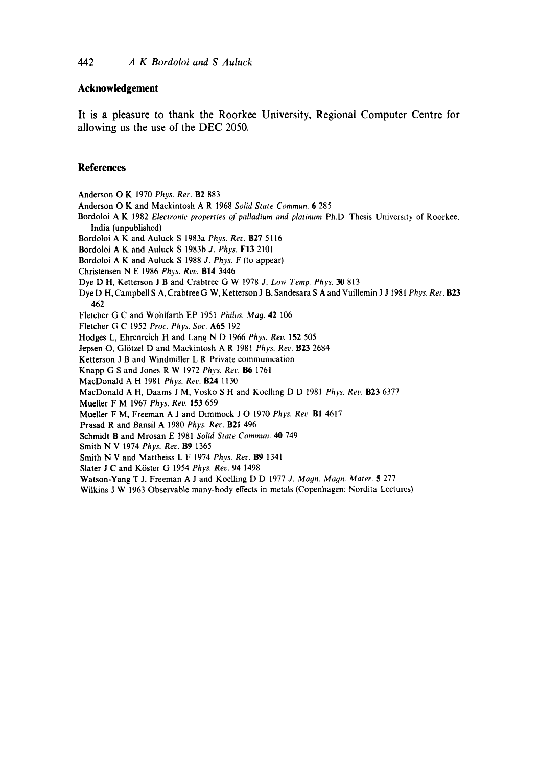## Acknowledgement

It is a pleasure to thank the Roorkee University, Regional Computer Centre for allowing us the use of the DEC 2050.

## References

Anderson O K 1970 *Phys. Rev.* **B2** 883

Anderson O K and Mackintosh A R 1968 *Solid State Commun.* **6** 285

Bordoloi A K 1982 *Electronic properties of palladium and platinum* Ph.D. Thesis University of Roorkee, India (unpublished)

Bordoloi A K and Auluck S 1983a *Phys. Rev.* **B27** 5116

Bordoloi A K and Auluck S 1983b *J. Phys.* **F13** 2101

Bordoloi A K and Auluck S 1988 *J. Phys. F* (to appear)

Christensen N E 1986 *Phys. Rev.* **B14** 3446

Dye D H, Ketterson J B and Crabtree G W 1978 *J. Low Temp. Phys.* **30** 813

Dye D H, Campbell S A, Crabtree G W, Ketterson J B, Sandesara S A and Vuillemin J J 1981 *Phys. Rev.* **B23** 462

Fletcher G C and Wohlfarth EP 1951 *Philos. Mag.* **42** 106

Fletcher G C 1952 *Proc. Phys. Soc.* **A65** 192

Hodges L, Ehrenreich H and Lang N D 1966 *Phys. Rev.* **152** 505

Jepsen O, Glötzel D and Mackintosh A R 1981 *Phys. Rev.* **B23** 2684

Ketterson J B and Windmiller L R Private communication

Knapp G S and Jones R W 1972 *Phys. Rev.* **B6** 1761

MacDonald A H 1981 *Phys. Rev.* **B24** 1130

MacDonald A H, Daams J M, Vosko S H and Koelling D D 1981 *Phys. Rev.* **B23** 6377

Mueller F M 1967 *Phys. Rev.* **153** 659

Mueller F M, Freeman A J and Dimmock J O 1970 *Phys. Rev.* **B1** 4617

Prasad R and Bansil A 1980 *Phys. Rev.* **B21** 496

Schmidt B and Mrosan E 1981 *Solid State Commun.* **40** 749

Smith N V 1974 *Phys. Rev.* **B9** 1365

Smith N V and Mattheiss L F 1974 *Phys. Rev.* **B9** 1341

Slater J C and Köster G 1954 *Phys. Rev.* **94** 1498

Watson-Yang T J, Freeman A J and Koelling D D 1977 *J. Magn. Magn. Mater.* **5** 277

Wilkins J W 1963 Observable many-body effects in metals (Copenhagen: Nordita Lectures)